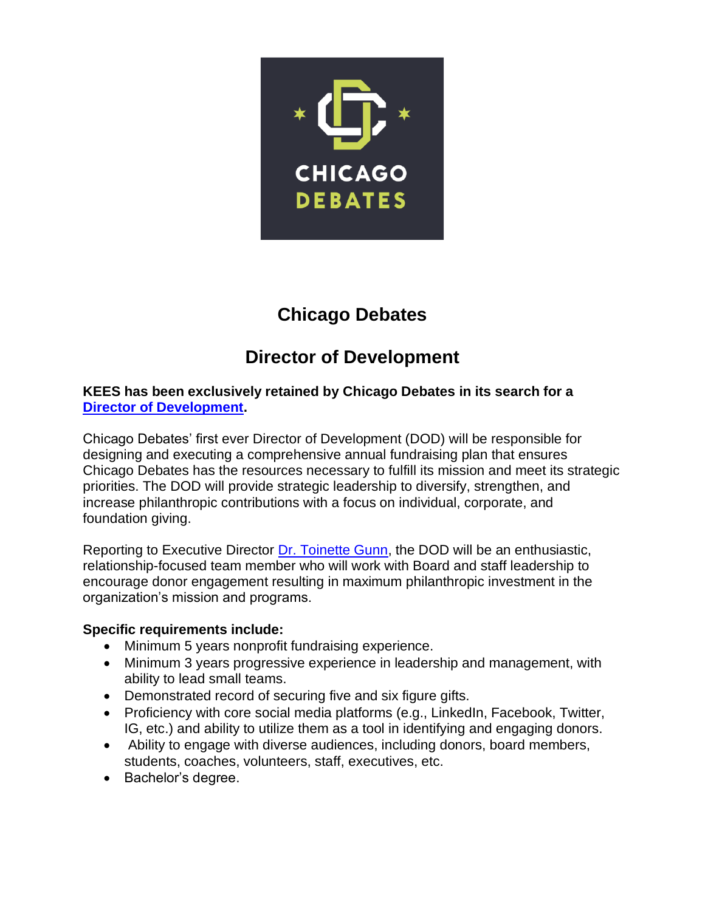# Chicago Debates

## Director of Development

**KEES has been exclusively retained by Chicago Debates in its search for a [Director of Development](#).**

Chicago Debates' first ever Director of Development (DOD) will be responsible for designing and executing a comprehensive annual fundraising plan that ensures Chicago Debates has the resources necessary to fulfill its mission and meet its strategic priorities. The DOD will provide strategic leadership to diversify, strengthen, and increase philanthropic contributions with a focus on individual, corporate, and foundation giving.

Reporting to Executive Director [Dr. Toinette Gunn](#), the DOD will be an enthusiastic, relationship-focused team member who will work with Board and staff leadership to encourage donor engagement resulting in maximum philanthropic investment in the organization's mission and programs.

**Specific requirements include:**

- Minimum 5 years nonprofit fundraising experience.
- Minimum 3 years progressive experience in leadership and management, with ability to lead small teams.
- Demonstrated record of securing five and six figure gifts.
- Proficiency with core social media platforms (e.g., LinkedIn, Facebook, Twitter, IG, etc.) and ability to utilize them as a tool in identifying and engaging donors.
- Ability to engage with diverse audiences, including donors, board members, students, coaches, volunteers, staff, executives, etc.
- Bachelor's degree.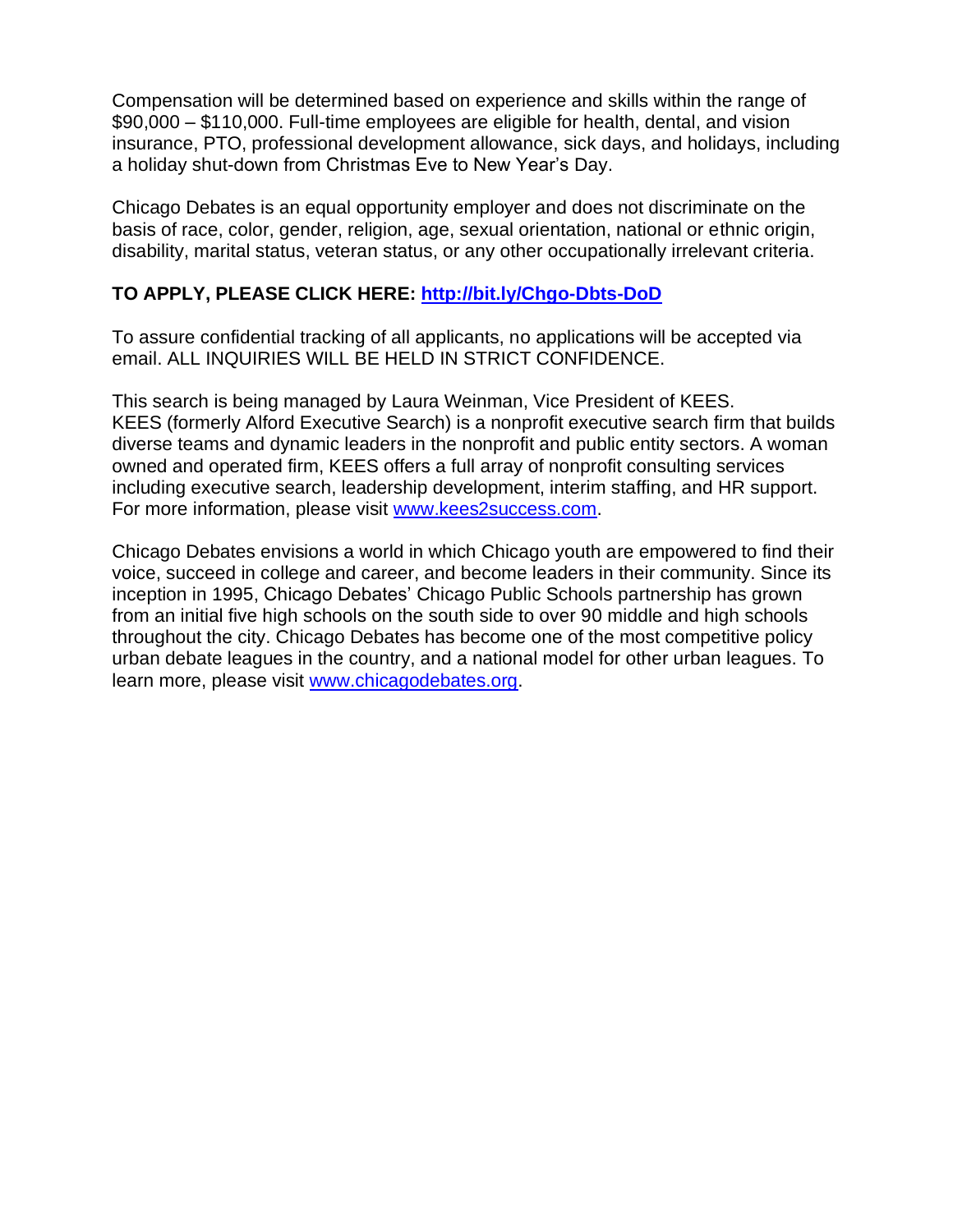Compensation will be determined based on experience and skills within the range of $90,000 – $110,000. Full-time employees are eligible for health, dental, and vision insurance, PTO, professional development allowance, sick days, and holidays, including a holiday shut-down from Christmas Eve to New Year's Day.

Chicago Debates is an equal opportunity employer and does not discriminate on the basis of race, color, gender, religion, age, sexual orientation, national or ethnic origin, disability, marital status, veteran status, or any other occupationally irrelevant criteria.

**TO APPLY, PLEASE CLICK HERE: [http://bit.ly/Chgo-Dbts-DoD](http://bit.ly/Chgo-Dbts-DoD)**

To assure confidential tracking of all applicants, no applications will be accepted via email. ALL INQUIRIES WILL BE HELD IN STRICT CONFIDENCE.

This search is being managed by Laura Weinman, Vice President of KEES. KEES (formerly Alford Executive Search) is a nonprofit executive search firm that builds diverse teams and dynamic leaders in the nonprofit and public entity sectors. A woman owned and operated firm, KEES offers a full array of nonprofit consulting services including executive search, leadership development, interim staffing, and HR support. For more information, please visit [www.kees2success.com](http://www.kees2success.com).

Chicago Debates envisions a world in which Chicago youth are empowered to find their voice, succeed in college and career, and become leaders in their community. Since its inception in 1995, Chicago Debates' Chicago Public Schools partnership has grown from an initial five high schools on the south side to over 90 middle and high schools throughout the city. Chicago Debates has become one of the most competitive policy urban debate leagues in the country, and a national model for other urban leagues. To learn more, please visit [www.chicagodebates.org](http://www.chicagodebates.org).